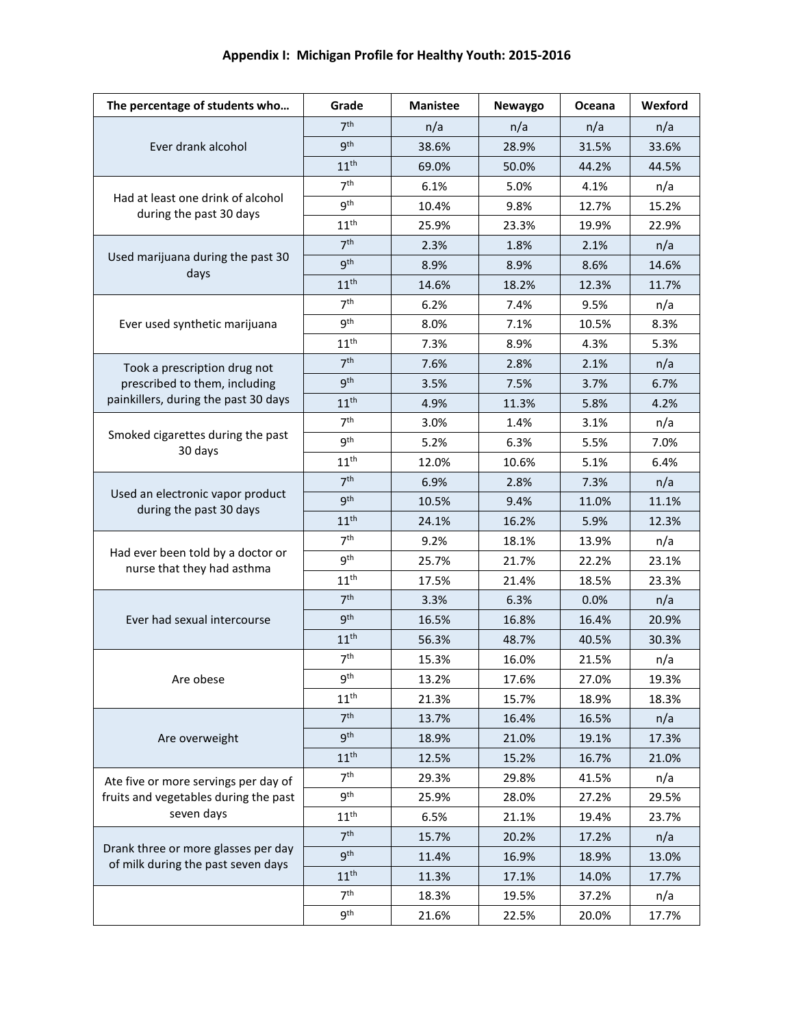**Appendix I: Michigan Profile for Healthy Youth: 2015-2016**

| The percentage of students who… | Grade | Manistee | Newaygo | Oceana | Wexford |
|---|---|---|---|---|---|
| Ever drank alcohol | 7th | n/a | n/a | n/a | n/a |
| | 9th | 38.6% | 28.9% | 31.5% | 33.6% |
| | 11th | 69.0% | 50.0% | 44.2% | 44.5% |
| Had at least one drink of alcohol during the past 30 days | 7th | 6.1% | 5.0% | 4.1% | n/a |
| | 9th | 10.4% | 9.8% | 12.7% | 15.2% |
| | 11th | 25.9% | 23.3% | 19.9% | 22.9% |
| Used marijuana during the past 30 days | 7th | 2.3% | 1.8% | 2.1% | n/a |
| | 9th | 8.9% | 8.9% | 8.6% | 14.6% |
| | 11th | 14.6% | 18.2% | 12.3% | 11.7% |
| Ever used synthetic marijuana | 7th | 6.2% | 7.4% | 9.5% | n/a |
| | 9th | 8.0% | 7.1% | 10.5% | 8.3% |
| | 11th | 7.3% | 8.9% | 4.3% | 5.3% |
| Took a prescription drug not prescribed to them, including painkillers, during the past 30 days | 7th | 7.6% | 2.8% | 2.1% | n/a |
| | 9th | 3.5% | 7.5% | 3.7% | 6.7% |
| | 11th | 4.9% | 11.3% | 5.8% | 4.2% |
| Smoked cigarettes during the past 30 days | 7th | 3.0% | 1.4% | 3.1% | n/a |
| | 9th | 5.2% | 6.3% | 5.5% | 7.0% |
| | 11th | 12.0% | 10.6% | 5.1% | 6.4% |
| Used an electronic vapor product during the past 30 days | 7th | 6.9% | 2.8% | 7.3% | n/a |
| | 9th | 10.5% | 9.4% | 11.0% | 11.1% |
| | 11th | 24.1% | 16.2% | 5.9% | 12.3% |
| Had ever been told by a doctor or nurse that they had asthma | 7th | 9.2% | 18.1% | 13.9% | n/a |
| | 9th | 25.7% | 21.7% | 22.2% | 23.1% |
| | 11th | 17.5% | 21.4% | 18.5% | 23.3% |
| Ever had sexual intercourse | 7th | 3.3% | 6.3% | 0.0% | n/a |
| | 9th | 16.5% | 16.8% | 16.4% | 20.9% |
| | 11th | 56.3% | 48.7% | 40.5% | 30.3% |
| Are obese | 7th | 15.3% | 16.0% | 21.5% | n/a |
| | 9th | 13.2% | 17.6% | 27.0% | 19.3% |
| | 11th | 21.3% | 15.7% | 18.9% | 18.3% |
| Are overweight | 7th | 13.7% | 16.4% | 16.5% | n/a |
| | 9th | 18.9% | 21.0% | 19.1% | 17.3% |
| | 11th | 12.5% | 15.2% | 16.7% | 21.0% |
| Ate five or more servings per day of fruits and vegetables during the past seven days | 7th | 29.3% | 29.8% | 41.5% | n/a |
| | 9th | 25.9% | 28.0% | 27.2% | 29.5% |
| | 11th | 6.5% | 21.1% | 19.4% | 23.7% |
| Drank three or more glasses per day of milk during the past seven days | 7th | 15.7% | 20.2% | 17.2% | n/a |
| | 9th | 11.4% | 16.9% | 18.9% | 13.0% |
| | 11th | 11.3% | 17.1% | 14.0% | 17.7% |
| | 7th | 18.3% | 19.5% | 37.2% | n/a |
| | 9th | 21.6% | 22.5% | 20.0% | 17.7% |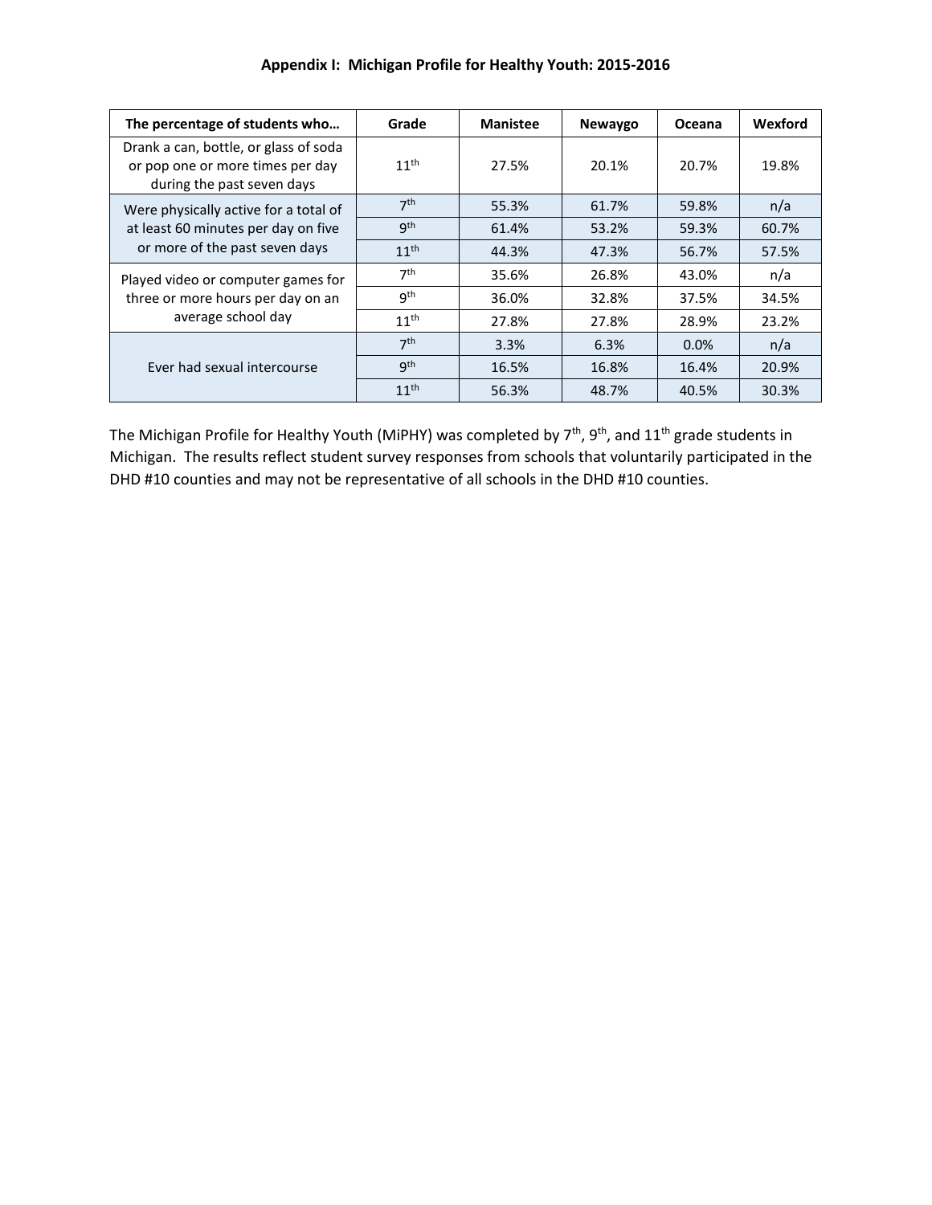**Appendix I: Michigan Profile for Healthy Youth: 2015-2016**

| The percentage of students who… | Grade | Manistee | Newaygo | Oceana | Wexford |
|---|---|---|---|---|---|
| Drank a can, bottle, or glass of soda or pop one or more times per day during the past seven days | 11th | 27.5% | 20.1% | 20.7% | 19.8% |
| Were physically active for a total of at least 60 minutes per day on five or more of the past seven days | 7th | 55.3% | 61.7% | 59.8% | n/a |
| | 9th | 61.4% | 53.2% | 59.3% | 60.7% |
| | 11th | 44.3% | 47.3% | 56.7% | 57.5% |
| Played video or computer games for three or more hours per day on an average school day | 7th | 35.6% | 26.8% | 43.0% | n/a |
| | 9th | 36.0% | 32.8% | 37.5% | 34.5% |
| | 11th | 27.8% | 27.8% | 28.9% | 23.2% |
| Ever had sexual intercourse | 7th | 3.3% | 6.3% | 0.0% | n/a |
| | 9th | 16.5% | 16.8% | 16.4% | 20.9% |
| | 11th | 56.3% | 48.7% | 40.5% | 30.3% |

The Michigan Profile for Healthy Youth (MiPHY) was completed by 7th, 9th, and 11th grade students in Michigan. The results reflect student survey responses from schools that voluntarily participated in the DHD #10 counties and may not be representative of all schools in the DHD #10 counties.